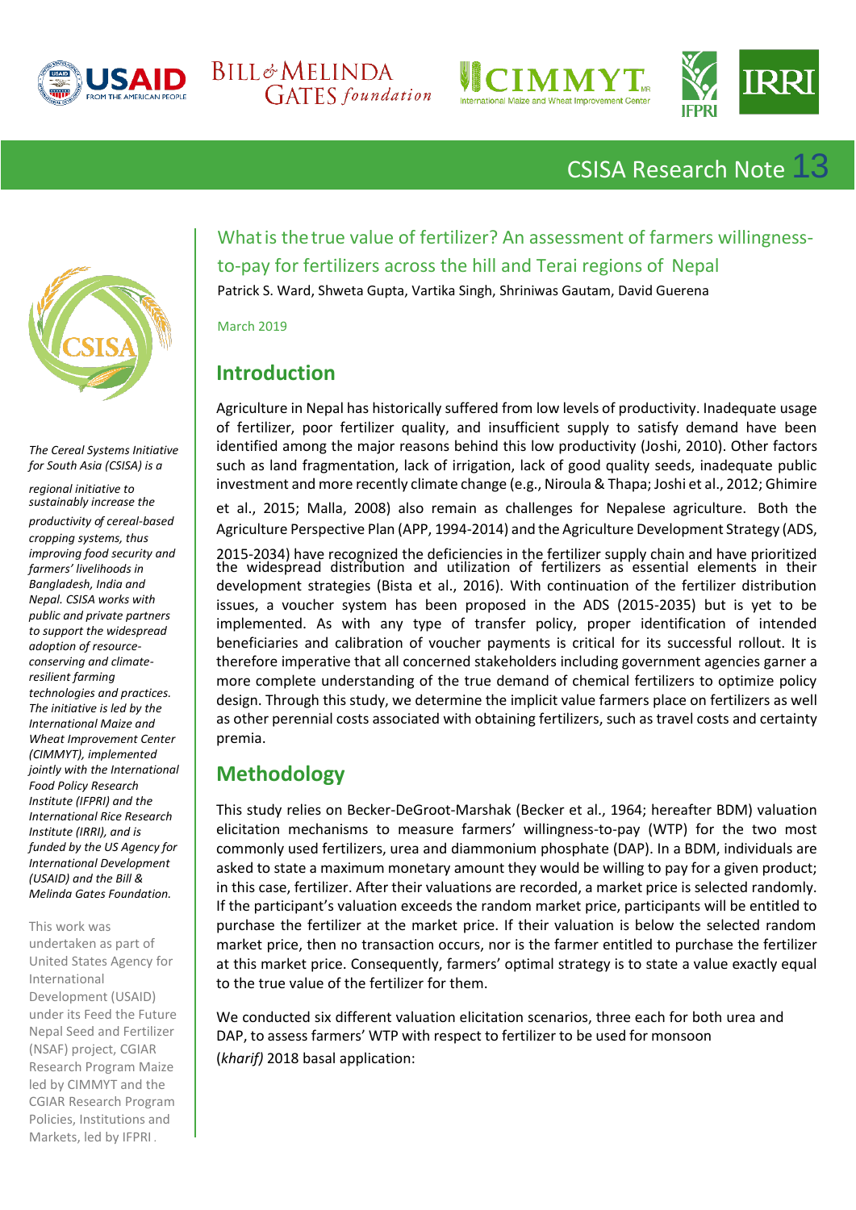CSISA Research Note 13

# What is the true value of fertilizer? An assessment of farmers willingness-to-pay for fertilizers across the hill and Terai regions of Nepal

Patrick S. Ward, Shweta Gupta, Vartika Singh, Shriniwas Gautam, David Guerena

March 2019

*The Cereal Systems Initiative for South Asia (CSISA) is a regional initiative to sustainably increase the productivity of cereal-based cropping systems, thus improving food security and farmers' livelihoods in Bangladesh, India and Nepal. CSISA works with public and private partners to support the widespread adoption of resource-conserving and climate-resilient farming technologies and practices. The initiative is led by the International Maize and Wheat Improvement Center (CIMMYT), implemented jointly with the International Food Policy Research Institute (IFPRI) and the International Rice Research Institute (IRRI), and is funded by the US Agency for International Development (USAID) and the Bill & Melinda Gates Foundation.*

This work was undertaken as part of United States Agency for International Development (USAID) under its Feed the Future Nepal Seed and Fertilizer (NSAF) project, CGIAR Research Program Maize led by CIMMYT and the CGIAR Research Program Policies, Institutions and Markets, led by IFPRI.

## Introduction

Agriculture in Nepal has historically suffered from low levels of productivity. Inadequate usage of fertilizer, poor fertilizer quality, and insufficient supply to satisfy demand have been identified among the major reasons behind this low productivity (Joshi, 2010). Other factors such as land fragmentation, lack of irrigation, lack of good quality seeds, inadequate public investment and more recently climate change (e.g., Niroula & Thapa; Joshi et al., 2012; Ghimire et al., 2015; Malla, 2008) also remain as challenges for Nepalese agriculture. Both the Agriculture Perspective Plan (APP, 1994-2014) and the Agriculture Development Strategy (ADS, 2015-2034) have recognized the deficiencies in the fertilizer supply chain and have prioritized the widespread distribution and utilization of fertilizers as essential elements in their development strategies (Bista et al., 2016). With continuation of the fertilizer distribution issues, a voucher system has been proposed in the ADS (2015-2035) but is yet to be implemented. As with any type of transfer policy, proper identification of intended beneficiaries and calibration of voucher payments is critical for its successful rollout. It is therefore imperative that all concerned stakeholders including government agencies garner a more complete understanding of the true demand of chemical fertilizers to optimize policy design. Through this study, we determine the implicit value farmers place on fertilizers as well as other perennial costs associated with obtaining fertilizers, such as travel costs and certainty premia.

## Methodology

This study relies on Becker-DeGroot-Marshak (Becker et al., 1964; hereafter BDM) valuation elicitation mechanisms to measure farmers' willingness-to-pay (WTP) for the two most commonly used fertilizers, urea and diammonium phosphate (DAP). In a BDM, individuals are asked to state a maximum monetary amount they would be willing to pay for a given product; in this case, fertilizer. After their valuations are recorded, a market price is selected randomly. If the participant's valuation exceeds the random market price, participants will be entitled to purchase the fertilizer at the market price. If their valuation is below the selected random market price, then no transaction occurs, nor is the farmer entitled to purchase the fertilizer at this market price. Consequently, farmers' optimal strategy is to state a value exactly equal to the true value of the fertilizer for them.

We conducted six different valuation elicitation scenarios, three each for both urea and DAP, to assess farmers' WTP with respect to fertilizer to be used for monsoon (*kharif)* 2018 basal application: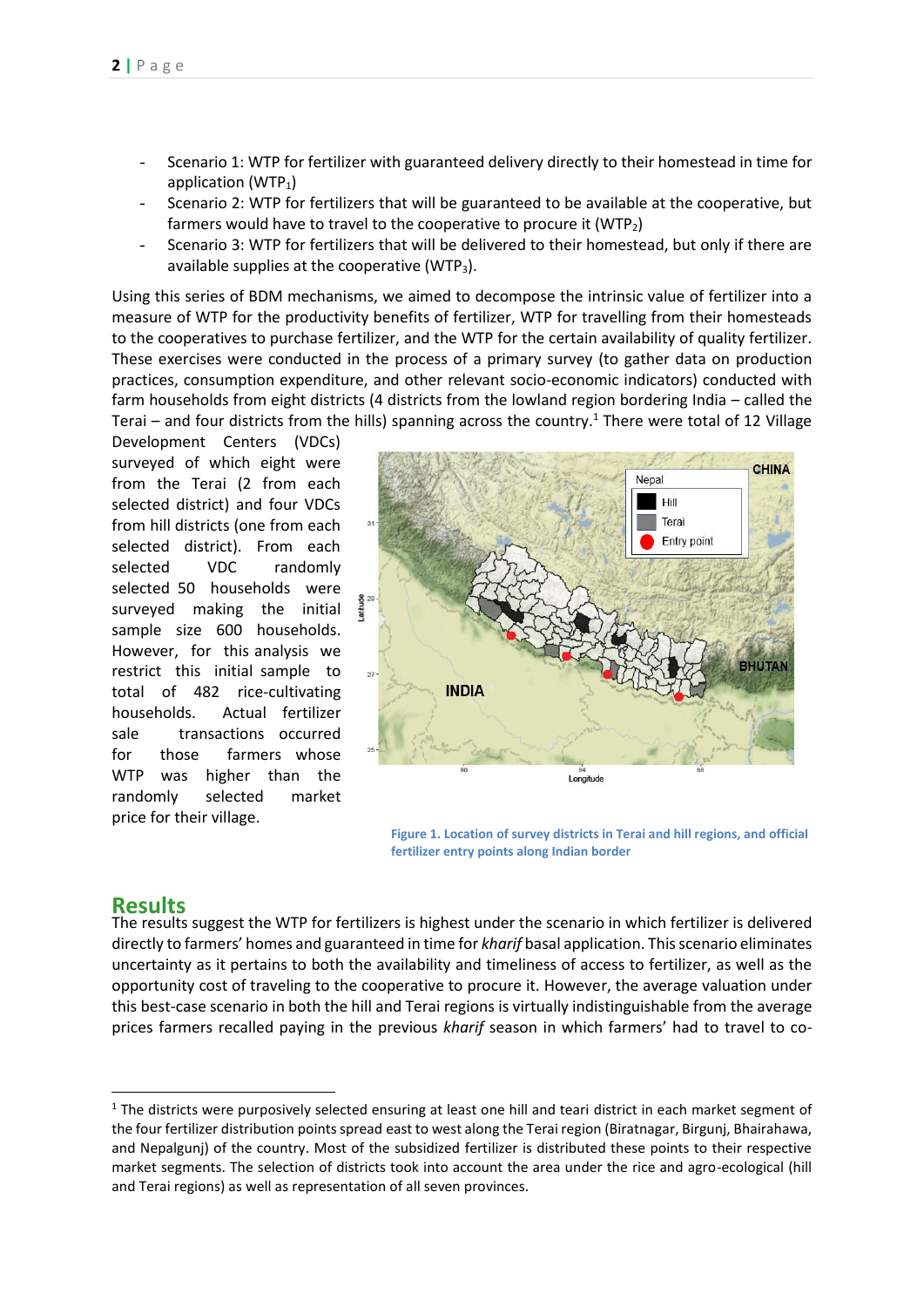- Scenario 1: WTP for fertilizer with guaranteed delivery directly to their homestead in time for application ($WTP_1$)
- Scenario 2: WTP for fertilizers that will be guaranteed to be available at the cooperative, but farmers would have to travel to the cooperative to procure it ($WTP_2$)
- Scenario 3: WTP for fertilizers that will be delivered to their homestead, but only if there are available supplies at the cooperative ($WTP_3$).

Using this series of BDM mechanisms, we aimed to decompose the intrinsic value of fertilizer into a measure of WTP for the productivity benefits of fertilizer, WTP for travelling from their homesteads to the cooperatives to purchase fertilizer, and the WTP for the certain availability of quality fertilizer. These exercises were conducted in the process of a primary survey (to gather data on production practices, consumption expenditure, and other relevant socio-economic indicators) conducted with farm households from eight districts (4 districts from the lowland region bordering India – called the Terai – and four districts from the hills) spanning across the country.[1] There were total of 12 Village Development Centers (VDCs) surveyed of which eight were from the Terai (2 from each selected district) and four VDCs from hill districts (one from each selected district). From each selected VDC randomly selected 50 households were surveyed making the initial sample size 600 households. However, for this analysis we restrict this initial sample to total of 482 rice-cultivating households. Actual fertilizer sale transactions occurred for those farmers whose WTP was higher than the randomly selected market price for their village.

Figure 1. Location of survey districts in Terai and hill regions, and official fertilizer entry points along Indian border

## Results

The results suggest the WTP for fertilizers is highest under the scenario in which fertilizer is delivered directly to farmers' homes and guaranteed in time for *kharif* basal application. This scenario eliminates uncertainty as it pertains to both the availability and timeliness of access to fertilizer, as well as the opportunity cost of traveling to the cooperative to procure it. However, the average valuation under this best-case scenario in both the hill and Terai regions is virtually indistinguishable from the average prices farmers recalled paying in the previous *kharif* season in which farmers' had to travel to co-

[1] The districts were purposively selected ensuring at least one hill and teari district in each market segment of the four fertilizer distribution points spread east to west along the Terai region (Biratnagar, Birgunj, Bhairahawa, and Nepalgunj) of the country. Most of the subsidized fertilizer is distributed these points to their respective market segments. The selection of districts took into account the area under the rice and agro-ecological (hill and Terai regions) as well as representation of all seven provinces.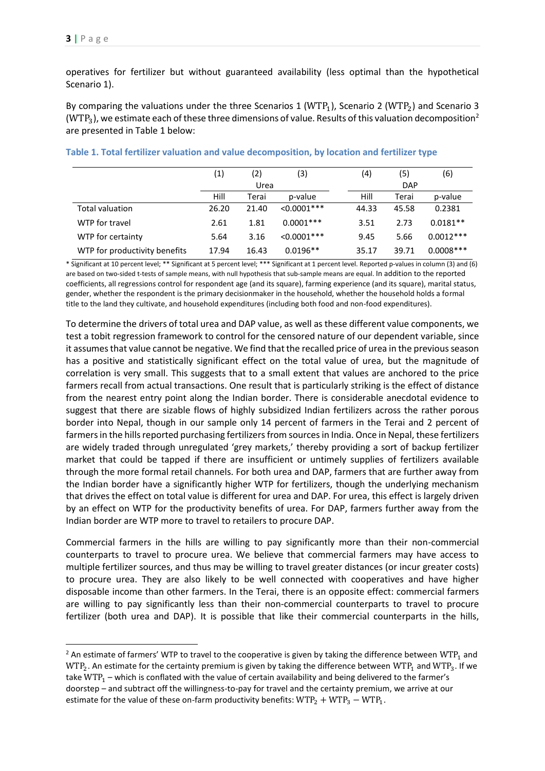operatives for fertilizer but without guaranteed availability (less optimal than the hypothetical Scenario 1).

By comparing the valuations under the three Scenarios 1 ($\text{WTP}_1$), Scenario 2 ($\text{WTP}_2$) and Scenario 3 ($\text{WTP}_3$), we estimate each of these three dimensions of value. Results of this valuation decomposition[2] are presented in Table 1 below:

**Table 1. Total fertilizer valuation and value decomposition, by location and fertilizer type**

| | (1) | (2) | (3) | (4) | (5) | (6) |
|---|---|---|---|---|---|---|
| | Urea | | | DAP | | |
| | Hill | Terai | p-value | Hill | Terai | p-value |
| Total valuation | 26.20 | 21.40 | <0.0001*** | 44.33 | 45.58 | 0.2381 |
| WTP for travel | 2.61 | 1.81 | 0.0001*** | 3.51 | 2.73 | 0.0181** |
| WTP for certainty | 5.64 | 3.16 | <0.0001*** | 9.45 | 5.66 | 0.0012*** |
| WTP for productivity benefits | 17.94 | 16.43 | 0.0196** | 35.17 | 39.71 | 0.0008*** |

* Significant at 10 percent level; ** Significant at 5 percent level; *** Significant at 1 percent level. Reported p-values in column (3) and (6) are based on two-sided t-tests of sample means, with null hypothesis that sub-sample means are equal. In addition to the reported coefficients, all regressions control for respondent age (and its square), farming experience (and its square), marital status, gender, whether the respondent is the primary decisionmaker in the household, whether the household holds a formal title to the land they cultivate, and household expenditures (including both food and non-food expenditures).

To determine the drivers of total urea and DAP value, as well as these different value components, we test a tobit regression framework to control for the censored nature of our dependent variable, since it assumes that value cannot be negative. We find that the recalled price of urea in the previous season has a positive and statistically significant effect on the total value of urea, but the magnitude of correlation is very small. This suggests that to a small extent that values are anchored to the price farmers recall from actual transactions. One result that is particularly striking is the effect of distance from the nearest entry point along the Indian border. There is considerable anecdotal evidence to suggest that there are sizable flows of highly subsidized Indian fertilizers across the rather porous border into Nepal, though in our sample only 14 percent of farmers in the Terai and 2 percent of farmers in the hills reported purchasing fertilizers from sources in India. Once in Nepal, these fertilizers are widely traded through unregulated 'grey markets,' thereby providing a sort of backup fertilizer market that could be tapped if there are insufficient or untimely supplies of fertilizers available through the more formal retail channels. For both urea and DAP, farmers that are further away from the Indian border have a significantly higher WTP for fertilizers, though the underlying mechanism that drives the effect on total value is different for urea and DAP. For urea, this effect is largely driven by an effect on WTP for the productivity benefits of urea. For DAP, farmers further away from the Indian border are WTP more to travel to retailers to procure DAP.

Commercial farmers in the hills are willing to pay significantly more than their non-commercial counterparts to travel to procure urea. We believe that commercial farmers may have access to multiple fertilizer sources, and thus may be willing to travel greater distances (or incur greater costs) to procure urea. They are also likely to be well connected with cooperatives and have higher disposable income than other farmers. In the Terai, there is an opposite effect: commercial farmers are willing to pay significantly less than their non-commercial counterparts to travel to procure fertilizer (both urea and DAP). It is possible that like their commercial counterparts in the hills,

[2] An estimate of farmers' WTP to travel to the cooperative is given by taking the difference between $\text{WTP}_1$ and $\text{WTP}_2$. An estimate for the certainty premium is given by taking the difference between $\text{WTP}_1$ and $\text{WTP}_3$. If we take $\text{WTP}_1$ – which is conflated with the value of certain availability and being delivered to the farmer's doorstep – and subtract off the willingness-to-pay for travel and the certainty premium, we arrive at our estimate for the value of these on-farm productivity benefits: $\text{WTP}_2 + \text{WTP}_3 - \text{WTP}_1$.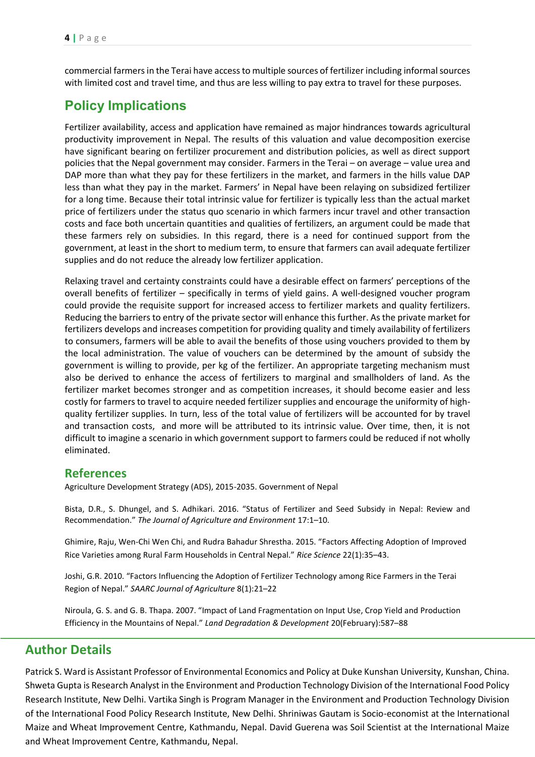commercial farmers in the Terai have access to multiple sources of fertilizer including informal sources with limited cost and travel time, and thus are less willing to pay extra to travel for these purposes.

## Policy Implications

Fertilizer availability, access and application have remained as major hindrances towards agricultural productivity improvement in Nepal. The results of this valuation and value decomposition exercise have significant bearing on fertilizer procurement and distribution policies, as well as direct support policies that the Nepal government may consider. Farmers in the Terai – on average – value urea and DAP more than what they pay for these fertilizers in the market, and farmers in the hills value DAP less than what they pay in the market. Farmers' in Nepal have been relaying on subsidized fertilizer for a long time. Because their total intrinsic value for fertilizer is typically less than the actual market price of fertilizers under the status quo scenario in which farmers incur travel and other transaction costs and face both uncertain quantities and qualities of fertilizers, an argument could be made that these farmers rely on subsidies. In this regard, there is a need for continued support from the government, at least in the short to medium term, to ensure that farmers can avail adequate fertilizer supplies and do not reduce the already low fertilizer application.

Relaxing travel and certainty constraints could have a desirable effect on farmers' perceptions of the overall benefits of fertilizer – specifically in terms of yield gains. A well-designed voucher program could provide the requisite support for increased access to fertilizer markets and quality fertilizers. Reducing the barriers to entry of the private sector will enhance this further. As the private market for fertilizers develops and increases competition for providing quality and timely availability of fertilizers to consumers, farmers will be able to avail the benefits of those using vouchers provided to them by the local administration. The value of vouchers can be determined by the amount of subsidy the government is willing to provide, per kg of the fertilizer. An appropriate targeting mechanism must also be derived to enhance the access of fertilizers to marginal and smallholders of land. As the fertilizer market becomes stronger and as competition increases, it should become easier and less costly for farmers to travel to acquire needed fertilizer supplies and encourage the uniformity of high-quality fertilizer supplies. In turn, less of the total value of fertilizers will be accounted for by travel and transaction costs, and more will be attributed to its intrinsic value. Over time, then, it is not difficult to imagine a scenario in which government support to farmers could be reduced if not wholly eliminated.

### References

Agriculture Development Strategy (ADS), 2015-2035. Government of Nepal

Bista, D.R., S. Dhungel, and S. Adhikari. 2016. "Status of Fertilizer and Seed Subsidy in Nepal: Review and Recommendation." *The Journal of Agriculture and Environment* 17:1–10.

Ghimire, Raju, Wen-Chi Wen Chi, and Rudra Bahadur Shrestha. 2015. "Factors Affecting Adoption of Improved Rice Varieties among Rural Farm Households in Central Nepal." *Rice Science* 22(1):35–43.

Joshi, G.R. 2010. "Factors Influencing the Adoption of Fertilizer Technology among Rice Farmers in the Terai Region of Nepal." *SAARC Journal of Agriculture* 8(1):21–22

Niroula, G. S. and G. B. Thapa. 2007. "Impact of Land Fragmentation on Input Use, Crop Yield and Production Efficiency in the Mountains of Nepal." *Land Degradation & Development* 20(February):587–88

## Author Details

Patrick S. Ward is Assistant Professor of Environmental Economics and Policy at Duke Kunshan University, Kunshan, China. Shweta Gupta is Research Analyst in the Environment and Production Technology Division of the International Food Policy Research Institute, New Delhi. Vartika Singh is Program Manager in the Environment and Production Technology Division of the International Food Policy Research Institute, New Delhi. Shriniwas Gautam is Socio-economist at the International Maize and Wheat Improvement Centre, Kathmandu, Nepal. David Guerena was Soil Scientist at the International Maize and Wheat Improvement Centre, Kathmandu, Nepal.